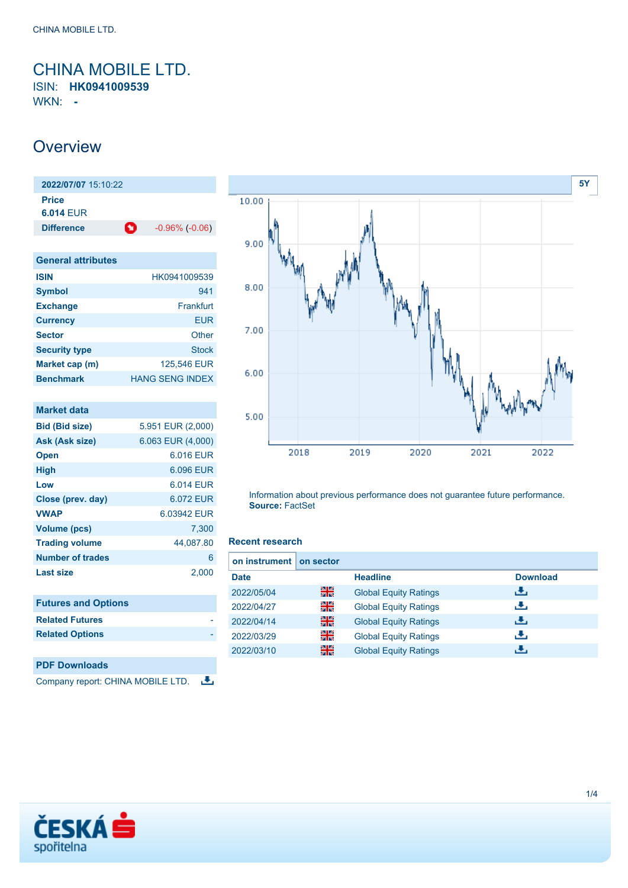# CHINA MOBILE LTD.

ISIN: **HK0941009539**

WKN: **-**

## Overview

| 2022/07/07 15:10:22 | |
|---|---|
| **Price** | |
| **6.014** EUR | |
| **Difference** | -0.96% (-0.06) |

| General attributes | |
|---|---|
| **ISIN** | HK0941009539 |
| **Symbol** | 941 |
| **Exchange** | Frankfurt |
| **Currency** | EUR |
| **Sector** | Other |
| **Security type** | Stock |
| **Market cap (m)** | 125,546 EUR |
| **Benchmark** | HANG SENG INDEX |

| Market data | |
|---|---|
| **Bid (Bid size)** | 5.951 EUR (2,000) |
| **Ask (Ask size)** | 6.063 EUR (4,000) |
| **Open** | 6.016 EUR |
| **High** | 6.096 EUR |
| **Low** | 6.014 EUR |
| **Close (prev. day)** | 6.072 EUR |
| **VWAP** | 6.03942 EUR |
| **Volume (pcs)** | 7,300 |
| **Trading volume** | 44,087.80 |
| **Number of trades** | 6 |
| **Last size** | 2,000 |

| Futures and Options | |
|---|---|
| **Related Futures** | - |
| **Related Options** | - |

| PDF Downloads |
|---|
| Company report: CHINA MOBILE LTD. |

5Y

Information about previous performance does not guarantee future performance.
**Source:** FactSet

### Recent research

**on instrument** | **on sector**

| Date | | Headline | Download |
|---|---|---|---|
| 2022/05/04 | | Global Equity Ratings | |
| 2022/04/27 | | Global Equity Ratings | |
| 2022/04/14 | | Global Equity Ratings | |
| 2022/03/29 | | Global Equity Ratings | |
| 2022/03/10 | | Global Equity Ratings | |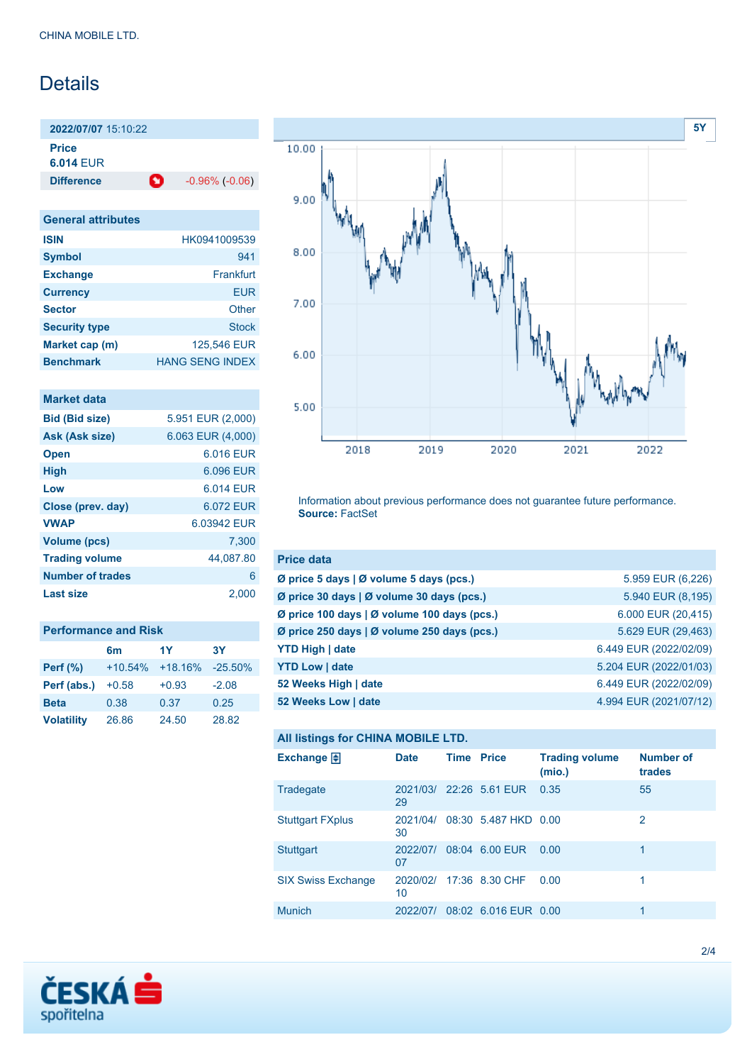# Details

| 2022/07/07 15:10:22 | |
|---|---|
| **Price** | |
| **6.014** EUR | |
| **Difference** | -0.96% (-0.06) |

| General attributes | |
|---|---|
| **ISIN** | HK0941009539 |
| **Symbol** | 941 |
| **Exchange** | Frankfurt |
| **Currency** | EUR |
| **Sector** | Other |
| **Security type** | Stock |
| **Market cap (m)** | 125,546 EUR |
| **Benchmark** | HANG SENG INDEX |

| Market data | |
|---|---|
| **Bid (Bid size)** | 5.951 EUR (2,000) |
| **Ask (Ask size)** | 6.063 EUR (4,000) |
| **Open** | 6.016 EUR |
| **High** | 6.096 EUR |
| **Low** | 6.014 EUR |
| **Close (prev. day)** | 6.072 EUR |
| **VWAP** | 6.03942 EUR |
| **Volume (pcs)** | 7,300 |
| **Trading volume** | 44,087.80 |
| **Number of trades** | 6 |
| **Last size** | 2,000 |

| Performance and Risk | 6m | 1Y | 3Y |
|---|---|---|---|
| **Perf (%)** | +10.54% | +18.16% | -25.50% |
| **Perf (abs.)** | +0.58 | +0.93 | -2.08 |
| **Beta** | 0.38 | 0.37 | 0.25 |
| **Volatility** | 26.86 | 24.50 | 28.82 |

Information about previous performance does not guarantee future performance.
**Source:** FactSet

| Price data | |
|---|---|
| **Ø price 5 days \| Ø volume 5 days (pcs.)** | 5.959 EUR (6,226) |
| **Ø price 30 days \| Ø volume 30 days (pcs.)** | 5.940 EUR (8,195) |
| **Ø price 100 days \| Ø volume 100 days (pcs.)** | 6.000 EUR (20,415) |
| **Ø price 250 days \| Ø volume 250 days (pcs.)** | 5.629 EUR (29,463) |
| **YTD High \| date** | 6.449 EUR (2022/02/09) |
| **YTD Low \| date** | 5.204 EUR (2022/01/03) |
| **52 Weeks High \| date** | 6.449 EUR (2022/02/09) |
| **52 Weeks Low \| date** | 4.994 EUR (2021/07/12) |

**All listings for CHINA MOBILE LTD.**

| Exchange | Date | Time | Price | Trading volume (mio.) | Number of trades |
|---|---|---|---|---|---|
| Tradegate | 2021/03/29 | 22:26 | 5.61 EUR | 0.35 | 55 |
| Stuttgart FXplus | 2021/04/30 | 08:30 | 5.487 HKD | 0.00 | 2 |
| Stuttgart | 2022/07/07 | 08:04 | 6.00 EUR | 0.00 | 1 |
| SIX Swiss Exchange | 2020/02/10 | 17:36 | 8.30 CHF | 0.00 | 1 |
| Munich | 2022/07/ | 08:02 | 6.016 EUR | 0.00 | 1 |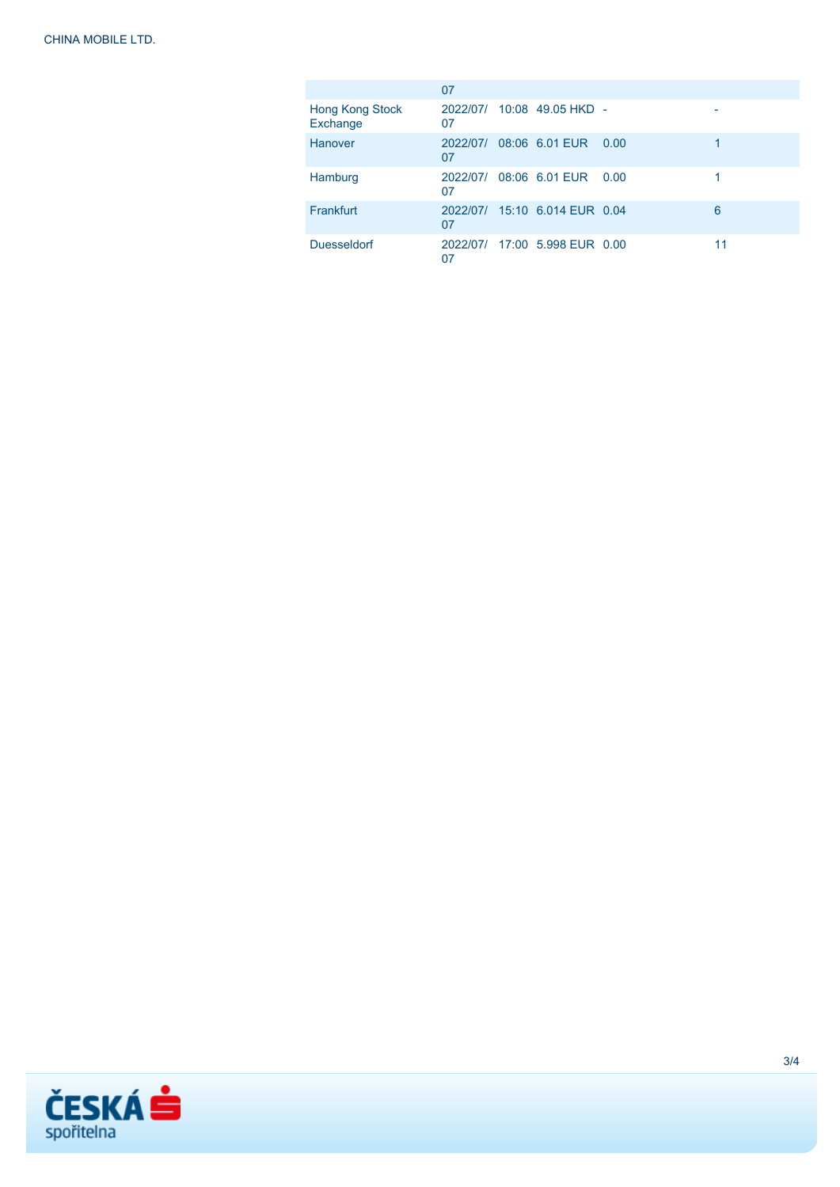|  | 07 |  |  |  |  |
|---|---|---|---|---|---|
| Hong Kong Stock Exchange | 2022/07/07 | 10:08 | 49.05 HKD | - | - |
| Hanover | 2022/07/07 | 08:06 | 6.01 EUR | 0.00 | 1 |
| Hamburg | 2022/07/07 | 08:06 | 6.01 EUR | 0.00 | 1 |
| Frankfurt | 2022/07/07 | 15:10 | 6.014 EUR | 0.04 | 6 |
| Duesseldorf | 2022/07/07 | 17:00 | 5.998 EUR | 0.00 | 11 |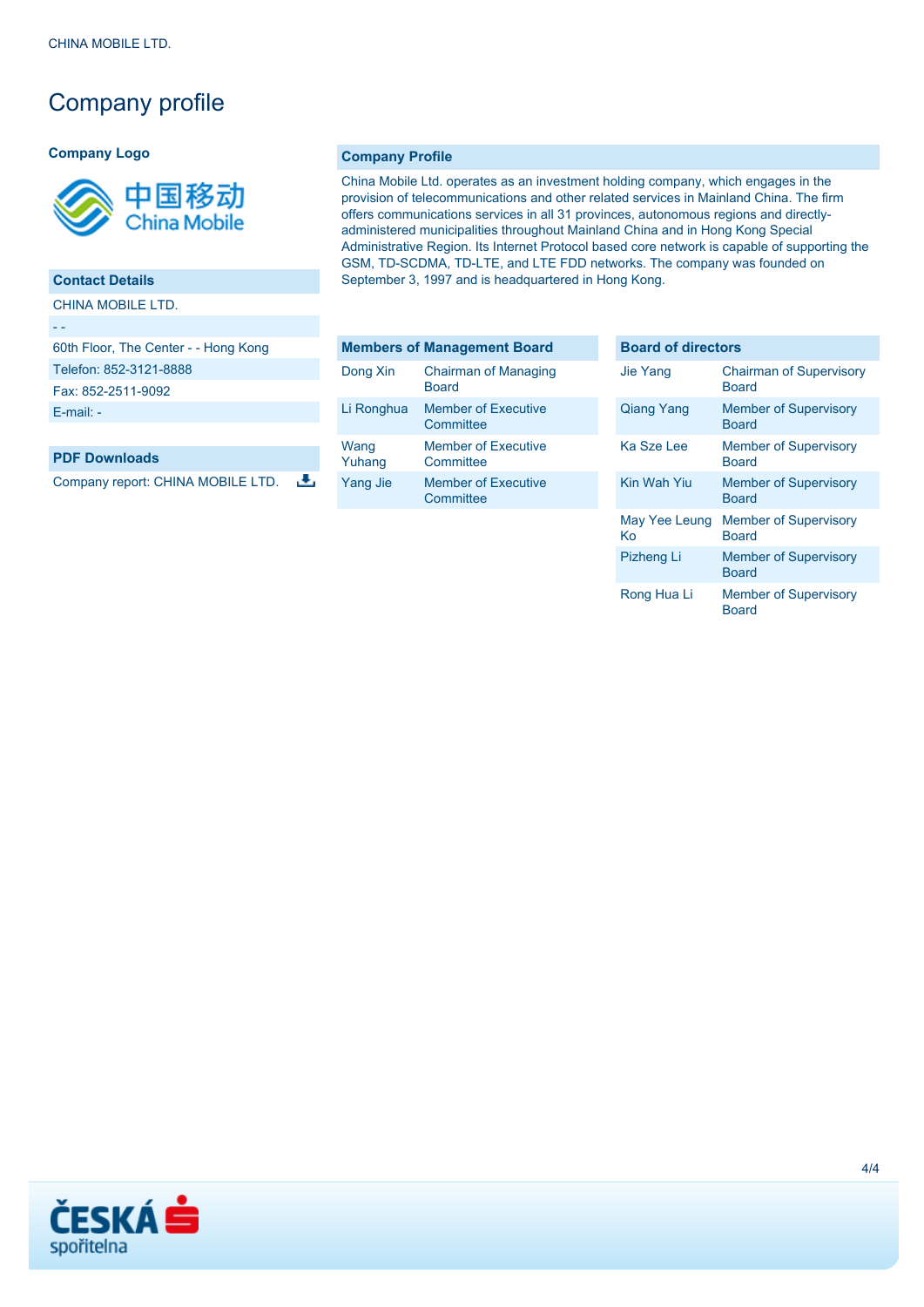# Company profile

### Company Logo

### Contact Details

CHINA MOBILE LTD.

- -

60th Floor, The Center - - Hong Kong

Telefon: 852-3121-8888

Fax: 852-2511-9092

E-mail: -

### PDF Downloads

Company report: CHINA MOBILE LTD.

### Company Profile

China Mobile Ltd. operates as an investment holding company, which engages in the provision of telecommunications and other related services in Mainland China. The firm offers communications services in all 31 provinces, autonomous regions and directly-administered municipalities throughout Mainland China and in Hong Kong Special Administrative Region. Its Internet Protocol based core network is capable of supporting the GSM, TD-SCDMA, TD-LTE, and LTE FDD networks. The company was founded on September 3, 1997 and is headquartered in Hong Kong.

| Members of Management Board | |
|---|---|
| Dong Xin | Chairman of Managing Board |
| Li Ronghua | Member of Executive Committee |
| Wang Yuhang | Member of Executive Committee |
| Yang Jie | Member of Executive Committee |

| Board of directors | |
|---|---|
| Jie Yang | Chairman of Supervisory Board |
| Qiang Yang | Member of Supervisory Board |
| Ka Sze Lee | Member of Supervisory Board |
| Kin Wah Yiu | Member of Supervisory Board |
| May Yee Leung Ko | Member of Supervisory Board |
| Pizheng Li | Member of Supervisory Board |
| Rong Hua Li | Member of Supervisory Board |